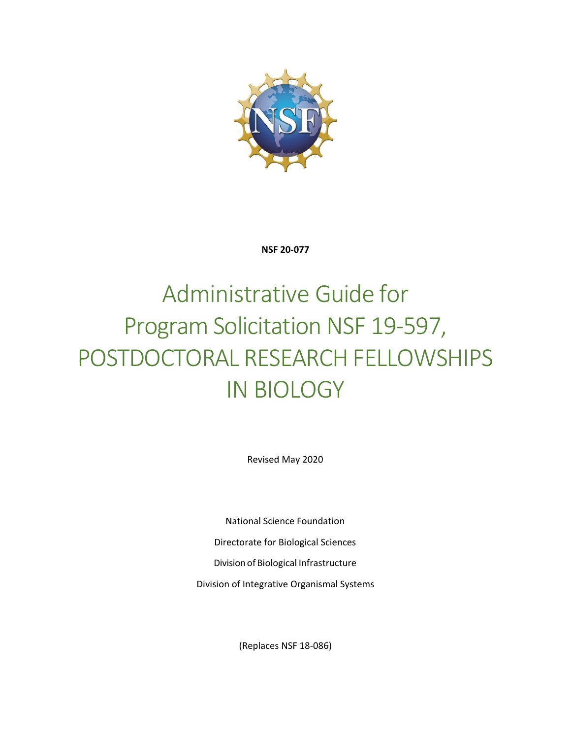**NSF 20-077**

# Administrative Guide for Program Solicitation NSF 19-597, POSTDOCTORAL RESEARCH FELLOWSHIPS IN BIOLOGY

Revised May 2020

National Science Foundation

Directorate for Biological Sciences

Division of Biological Infrastructure

Division of Integrative Organismal Systems

(Replaces NSF 18-086)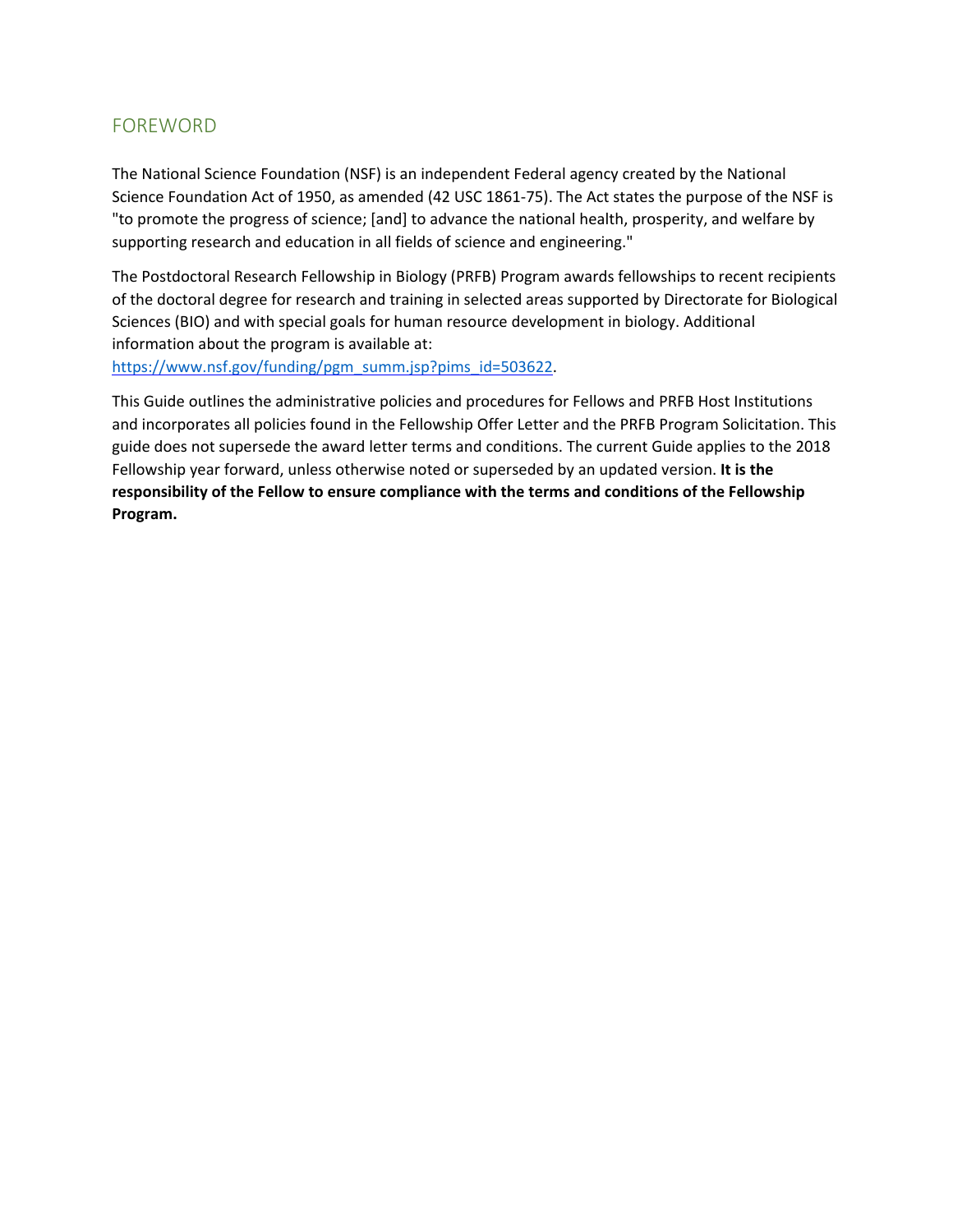## FOREWORD

The National Science Foundation (NSF) is an independent Federal agency created by the National Science Foundation Act of 1950, as amended (42 USC 1861-75). The Act states the purpose of the NSF is "to promote the progress of science; [and] to advance the national health, prosperity, and welfare by supporting research and education in all fields of science and engineering."

The Postdoctoral Research Fellowship in Biology (PRFB) Program awards fellowships to recent recipients of the doctoral degree for research and training in selected areas supported by Directorate for Biological Sciences (BIO) and with special goals for human resource development in biology. Additional information about the program is available at: [https://www.nsf.gov/funding/pgm_summ.jsp?pims_id=503622](https://www.nsf.gov/funding/pgm_summ.jsp?pims_id=503622).

This Guide outlines the administrative policies and procedures for Fellows and PRFB Host Institutions and incorporates all policies found in the Fellowship Offer Letter and the PRFB Program Solicitation. This guide does not supersede the award letter terms and conditions. The current Guide applies to the 2018 Fellowship year forward, unless otherwise noted or superseded by an updated version. **It is the responsibility of the Fellow to ensure compliance with the terms and conditions of the Fellowship Program.**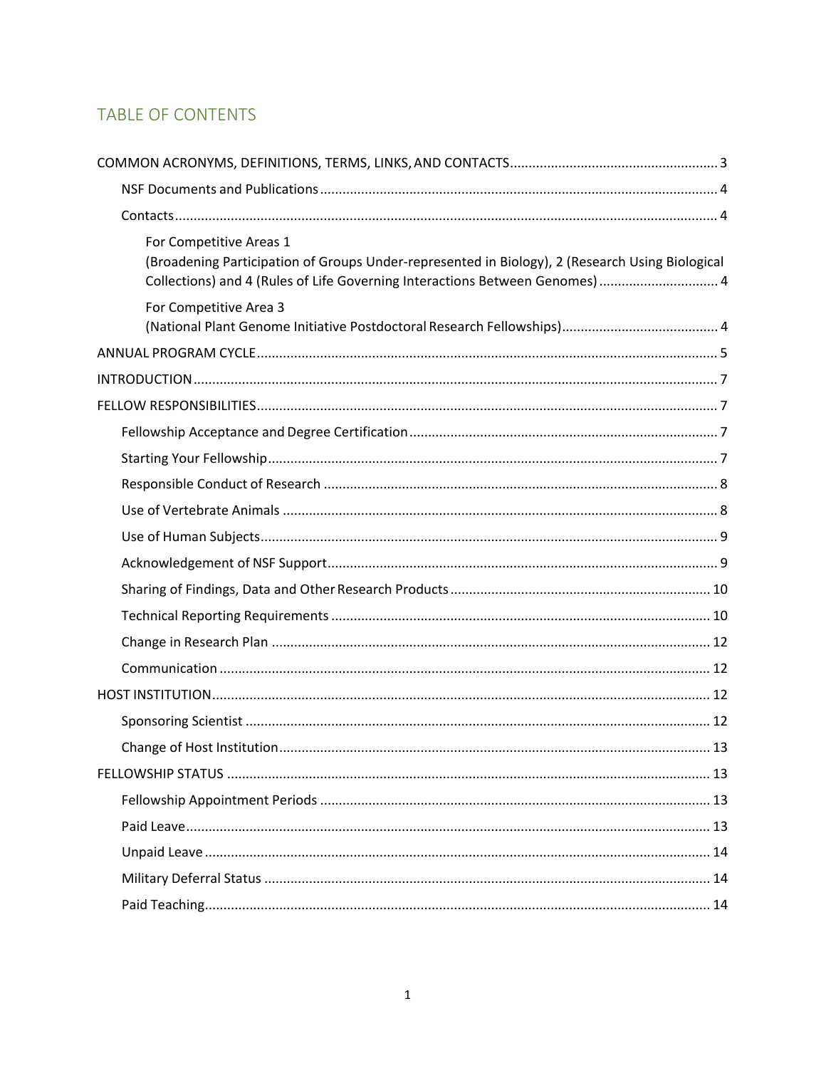## TABLE OF CONTENTS

- COMMON ACRONYMS, DEFINITIONS, TERMS, LINKS, AND CONTACTS ........ 3
  - NSF Documents and Publications ........ 4
  - Contacts ........ 4
    - For Competitive Areas 1 (Broadening Participation of Groups Under-represented in Biology), 2 (Research Using Biological Collections) and 4 (Rules of Life Governing Interactions Between Genomes) ........ 4
    - For Competitive Area 3 (National Plant Genome Initiative Postdoctoral Research Fellowships) ........ 4
- ANNUAL PROGRAM CYCLE ........ 5
- INTRODUCTION ........ 7
- FELLOW RESPONSIBILITIES ........ 7
  - Fellowship Acceptance and Degree Certification ........ 7
  - Starting Your Fellowship ........ 7
  - Responsible Conduct of Research ........ 8
  - Use of Vertebrate Animals ........ 8
  - Use of Human Subjects ........ 9
  - Acknowledgement of NSF Support ........ 9
  - Sharing of Findings, Data and Other Research Products ........ 10
  - Technical Reporting Requirements ........ 10
  - Change in Research Plan ........ 12
  - Communication ........ 12
- HOST INSTITUTION ........ 12
  - Sponsoring Scientist ........ 12
  - Change of Host Institution ........ 13
- FELLOWSHIP STATUS ........ 13
  - Fellowship Appointment Periods ........ 13
  - Paid Leave ........ 13
  - Unpaid Leave ........ 14
  - Military Deferral Status ........ 14
  - Paid Teaching ........ 14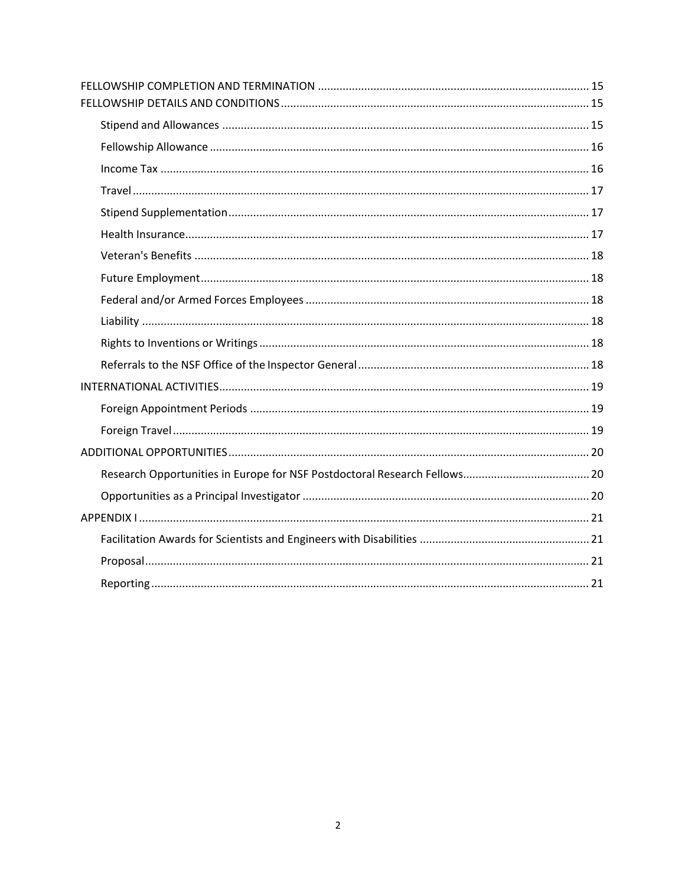FELLOWSHIP COMPLETION AND TERMINATION ....................................................................................... 15

FELLOWSHIP DETAILS AND CONDITIONS ................................................................................................... 15

- Stipend and Allowances ...................................................................................................................... 15
- Fellowship Allowance .......................................................................................................................... 16
- Income Tax .......................................................................................................................................... 16
- Travel .................................................................................................................................................. 17
- Stipend Supplementation .................................................................................................................... 17
- Health Insurance .................................................................................................................................. 17
- Veteran's Benefits ............................................................................................................................... 18
- Future Employment ............................................................................................................................. 18
- Federal and/or Armed Forces Employees ........................................................................................... 18
- Liability ............................................................................................................................................... 18
- Rights to Inventions or Writings .......................................................................................................... 18
- Referrals to the NSF Office of the Inspector General .......................................................................... 18

INTERNATIONAL ACTIVITIES ....................................................................................................................... 19

- Foreign Appointment Periods ............................................................................................................. 19
- Foreign Travel ..................................................................................................................................... 19

ADDITIONAL OPPORTUNITIES .................................................................................................................... 20

- Research Opportunities in Europe for NSF Postdoctoral Research Fellows ......................................... 20
- Opportunities as a Principal Investigator ............................................................................................ 20

APPENDIX I ................................................................................................................................................. 21

- Facilitation Awards for Scientists and Engineers with Disabilities ....................................................... 21
- Proposal .............................................................................................................................................. 21
- Reporting ............................................................................................................................................. 21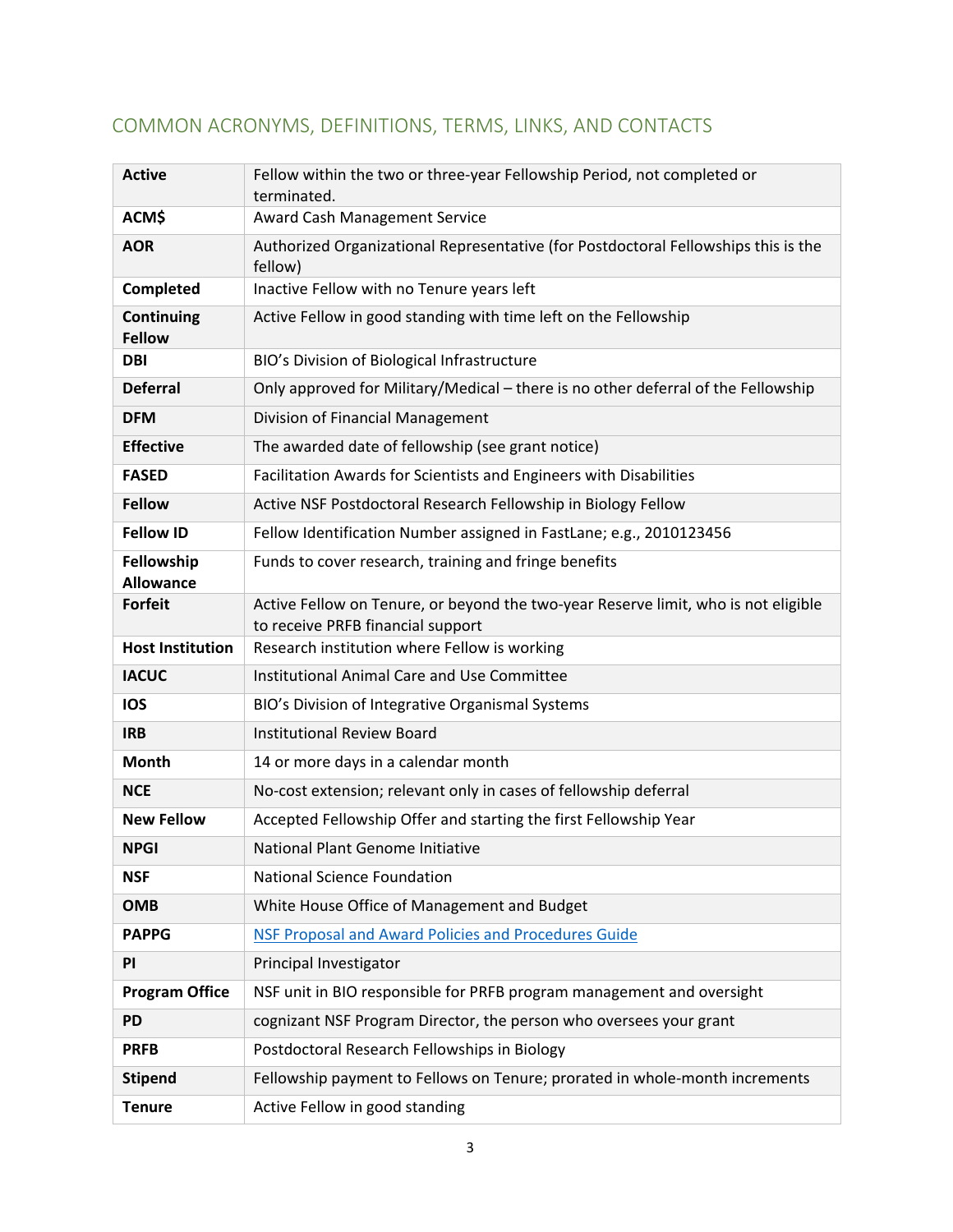## COMMON ACRONYMS, DEFINITIONS, TERMS, LINKS, AND CONTACTS

| | |
|---|---|
| **Active** | Fellow within the two or three-year Fellowship Period, not completed or terminated. |
| **ACM$** | Award Cash Management Service |
| **AOR** | Authorized Organizational Representative (for Postdoctoral Fellowships this is the fellow) |
| **Completed** | Inactive Fellow with no Tenure years left |
| **Continuing Fellow** | Active Fellow in good standing with time left on the Fellowship |
| **DBI** | BIO's Division of Biological Infrastructure |
| **Deferral** | Only approved for Military/Medical – there is no other deferral of the Fellowship |
| **DFM** | Division of Financial Management |
| **Effective** | The awarded date of fellowship (see grant notice) |
| **FASED** | Facilitation Awards for Scientists and Engineers with Disabilities |
| **Fellow** | Active NSF Postdoctoral Research Fellowship in Biology Fellow |
| **Fellow ID** | Fellow Identification Number assigned in FastLane; e.g., 2010123456 |
| **Fellowship Allowance** | Funds to cover research, training and fringe benefits |
| **Forfeit** | Active Fellow on Tenure, or beyond the two-year Reserve limit, who is not eligible to receive PRFB financial support |
| **Host Institution** | Research institution where Fellow is working |
| **IACUC** | Institutional Animal Care and Use Committee |
| **IOS** | BIO's Division of Integrative Organismal Systems |
| **IRB** | Institutional Review Board |
| **Month** | 14 or more days in a calendar month |
| **NCE** | No-cost extension; relevant only in cases of fellowship deferral |
| **New Fellow** | Accepted Fellowship Offer and starting the first Fellowship Year |
| **NPGI** | National Plant Genome Initiative |
| **NSF** | National Science Foundation |
| **OMB** | White House Office of Management and Budget |
| **PAPPG** | NSF Proposal and Award Policies and Procedures Guide |
| **PI** | Principal Investigator |
| **Program Office** | NSF unit in BIO responsible for PRFB program management and oversight |
| **PD** | cognizant NSF Program Director, the person who oversees your grant |
| **PRFB** | Postdoctoral Research Fellowships in Biology |
| **Stipend** | Fellowship payment to Fellows on Tenure; prorated in whole-month increments |
| **Tenure** | Active Fellow in good standing |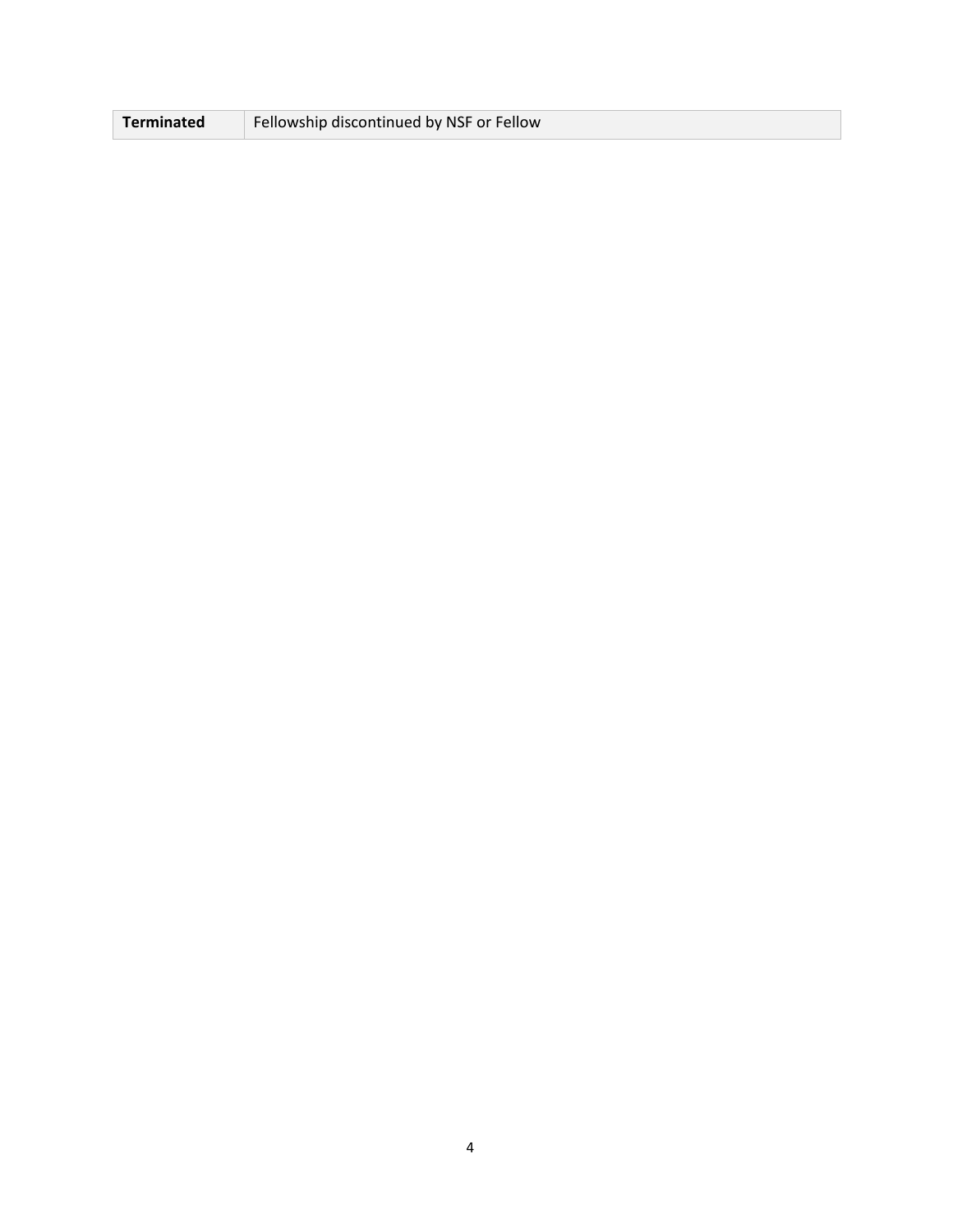| | |
|---|---|
| **Terminated** | Fellowship discontinued by NSF or Fellow |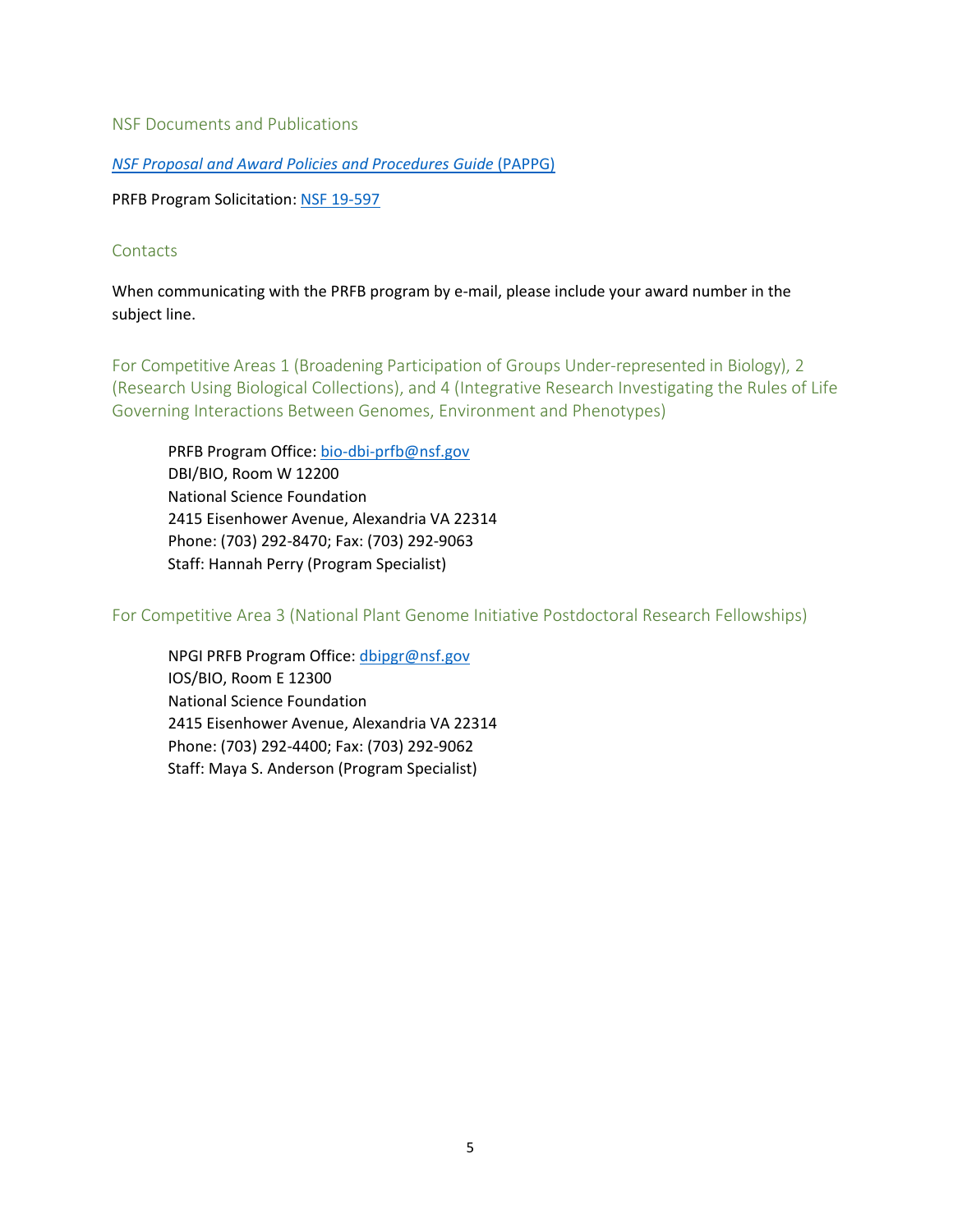## NSF Documents and Publications

*NSF Proposal and Award Policies and Procedures Guide* (PAPPG)

PRFB Program Solicitation: NSF 19-597

## Contacts

When communicating with the PRFB program by e-mail, please include your award number in the subject line.

### For Competitive Areas 1 (Broadening Participation of Groups Under-represented in Biology), 2 (Research Using Biological Collections), and 4 (Integrative Research Investigating the Rules of Life Governing Interactions Between Genomes, Environment and Phenotypes)

PRFB Program Office: bio-dbi-prfb@nsf.gov
DBI/BIO, Room W 12200
National Science Foundation
2415 Eisenhower Avenue, Alexandria VA 22314
Phone: (703) 292-8470; Fax: (703) 292-9063
Staff: Hannah Perry (Program Specialist)

### For Competitive Area 3 (National Plant Genome Initiative Postdoctoral Research Fellowships)

NPGI PRFB Program Office: dbipgr@nsf.gov
IOS/BIO, Room E 12300
National Science Foundation
2415 Eisenhower Avenue, Alexandria VA 22314
Phone: (703) 292-4400; Fax: (703) 292-9062
Staff: Maya S. Anderson (Program Specialist)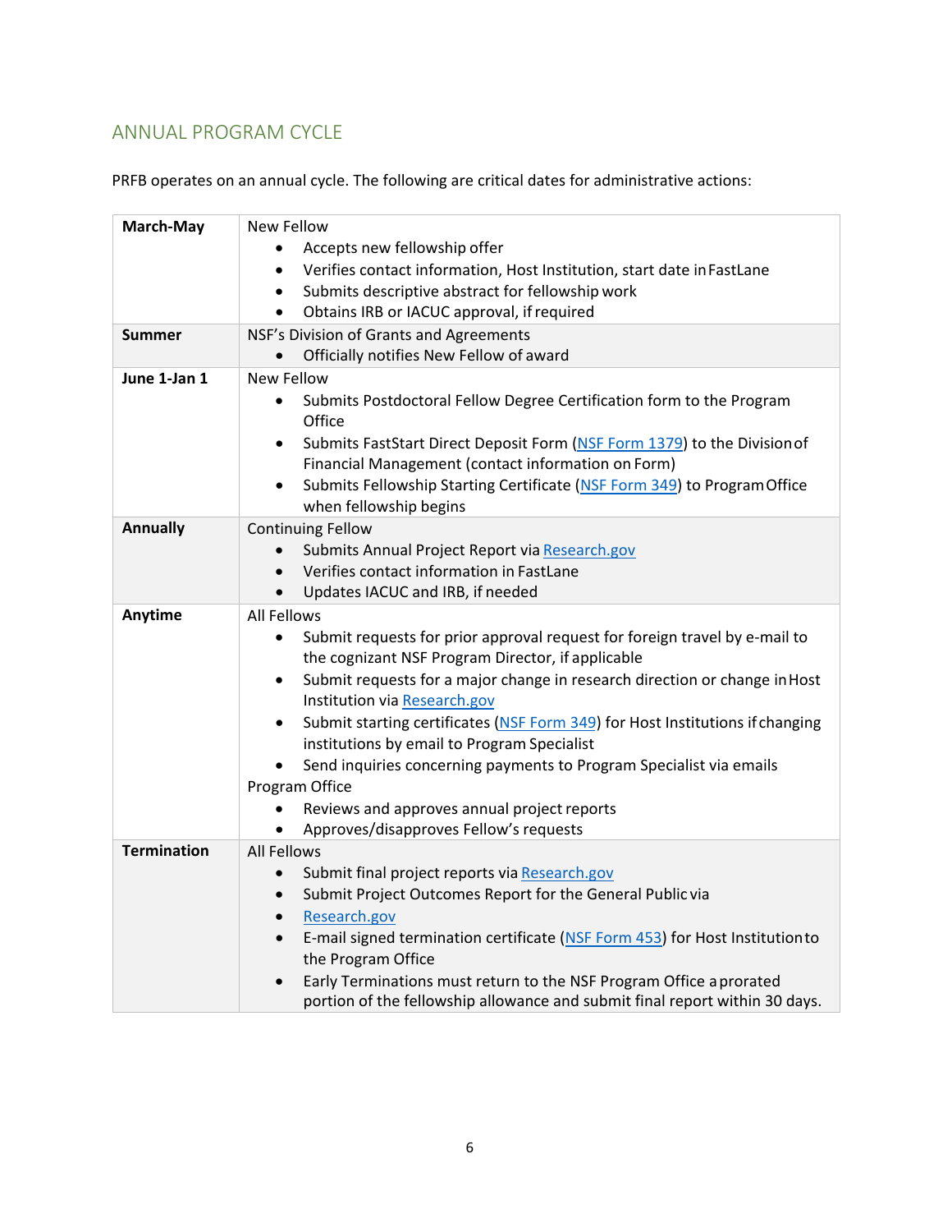## ANNUAL PROGRAM CYCLE

PRFB operates on an annual cycle. The following are critical dates for administrative actions:

| | |
|---|---|
| **March-May** | New Fellow<br>• Accepts new fellowship offer<br>• Verifies contact information, Host Institution, start date in FastLane<br>• Submits descriptive abstract for fellowship work<br>• Obtains IRB or IACUC approval, if required |
| **Summer** | NSF's Division of Grants and Agreements<br>• Officially notifies New Fellow of award |
| **June 1-Jan 1** | New Fellow<br>• Submits Postdoctoral Fellow Degree Certification form to the Program Office<br>• Submits FastStart Direct Deposit Form (NSF Form 1379) to the Division of Financial Management (contact information on Form)<br>• Submits Fellowship Starting Certificate (NSF Form 349) to Program Office when fellowship begins |
| **Annually** | Continuing Fellow<br>• Submits Annual Project Report via Research.gov<br>• Verifies contact information in FastLane<br>• Updates IACUC and IRB, if needed |
| **Anytime** | All Fellows<br>• Submit requests for prior approval request for foreign travel by e-mail to the cognizant NSF Program Director, if applicable<br>• Submit requests for a major change in research direction or change in Host Institution via Research.gov<br>• Submit starting certificates (NSF Form 349) for Host Institutions if changing institutions by email to Program Specialist<br>• Send inquiries concerning payments to Program Specialist via emails<br>Program Office<br>• Reviews and approves annual project reports<br>• Approves/disapproves Fellow's requests |
| **Termination** | All Fellows<br>• Submit final project reports via Research.gov<br>• Submit Project Outcomes Report for the General Public via<br>• Research.gov<br>• E-mail signed termination certificate (NSF Form 453) for Host Institution to the Program Office<br>• Early Terminations must return to the NSF Program Office a prorated portion of the fellowship allowance and submit final report within 30 days. |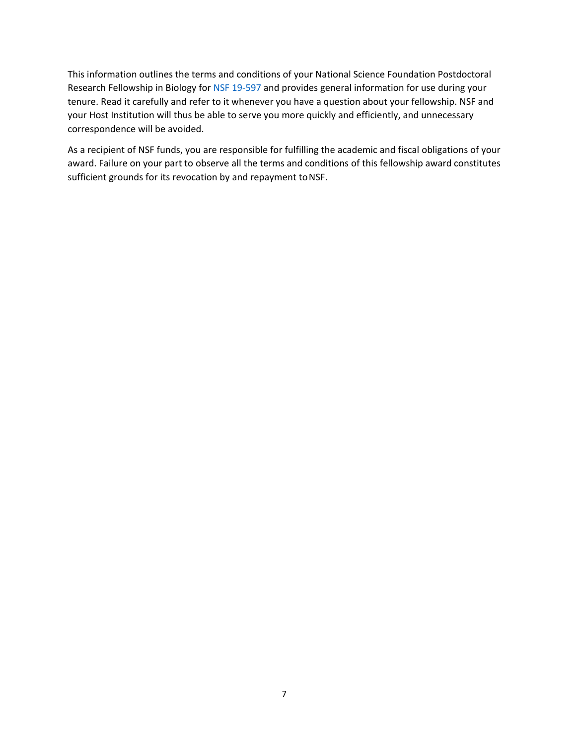This information outlines the terms and conditions of your National Science Foundation Postdoctoral Research Fellowship in Biology for NSF 19-597 and provides general information for use during your tenure. Read it carefully and refer to it whenever you have a question about your fellowship. NSF and your Host Institution will thus be able to serve you more quickly and efficiently, and unnecessary correspondence will be avoided.

As a recipient of NSF funds, you are responsible for fulfilling the academic and fiscal obligations of your award. Failure on your part to observe all the terms and conditions of this fellowship award constitutes sufficient grounds for its revocation by and repayment to NSF.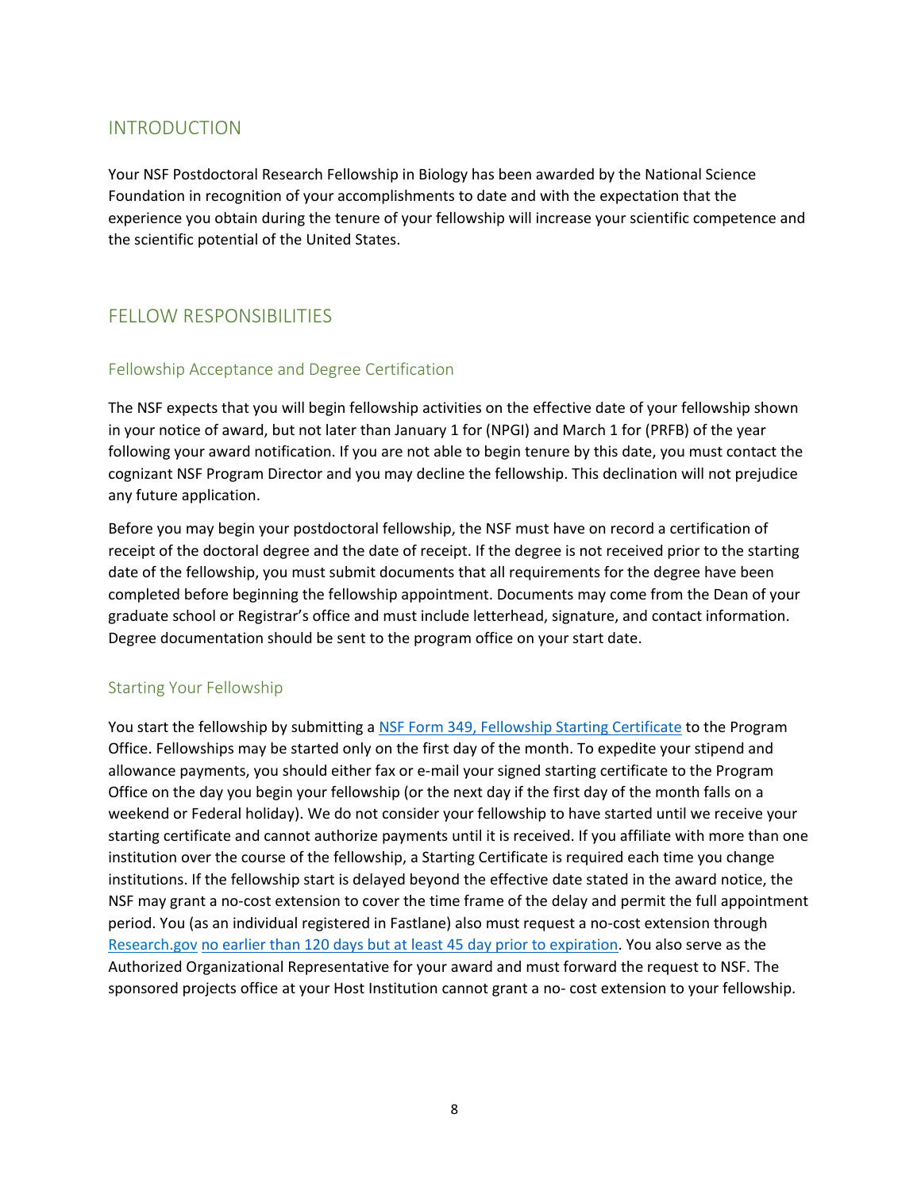## INTRODUCTION

Your NSF Postdoctoral Research Fellowship in Biology has been awarded by the National Science Foundation in recognition of your accomplishments to date and with the expectation that the experience you obtain during the tenure of your fellowship will increase your scientific competence and the scientific potential of the United States.

## FELLOW RESPONSIBILITIES

### Fellowship Acceptance and Degree Certification

The NSF expects that you will begin fellowship activities on the effective date of your fellowship shown in your notice of award, but not later than January 1 for (NPGI) and March 1 for (PRFB) of the year following your award notification. If you are not able to begin tenure by this date, you must contact the cognizant NSF Program Director and you may decline the fellowship. This declination will not prejudice any future application.

Before you may begin your postdoctoral fellowship, the NSF must have on record a certification of receipt of the doctoral degree and the date of receipt. If the degree is not received prior to the starting date of the fellowship, you must submit documents that all requirements for the degree have been completed before beginning the fellowship appointment. Documents may come from the Dean of your graduate school or Registrar's office and must include letterhead, signature, and contact information. Degree documentation should be sent to the program office on your start date.

### Starting Your Fellowship

You start the fellowship by submitting a NSF Form 349, Fellowship Starting Certificate to the Program Office. Fellowships may be started only on the first day of the month. To expedite your stipend and allowance payments, you should either fax or e-mail your signed starting certificate to the Program Office on the day you begin your fellowship (or the next day if the first day of the month falls on a weekend or Federal holiday). We do not consider your fellowship to have started until we receive your starting certificate and cannot authorize payments until it is received. If you affiliate with more than one institution over the course of the fellowship, a Starting Certificate is required each time you change institutions. If the fellowship start is delayed beyond the effective date stated in the award notice, the NSF may grant a no-cost extension to cover the time frame of the delay and permit the full appointment period. You (as an individual registered in Fastlane) also must request a no-cost extension through Research.gov no earlier than 120 days but at least 45 day prior to expiration. You also serve as the Authorized Organizational Representative for your award and must forward the request to NSF. The sponsored projects office at your Host Institution cannot grant a no- cost extension to your fellowship.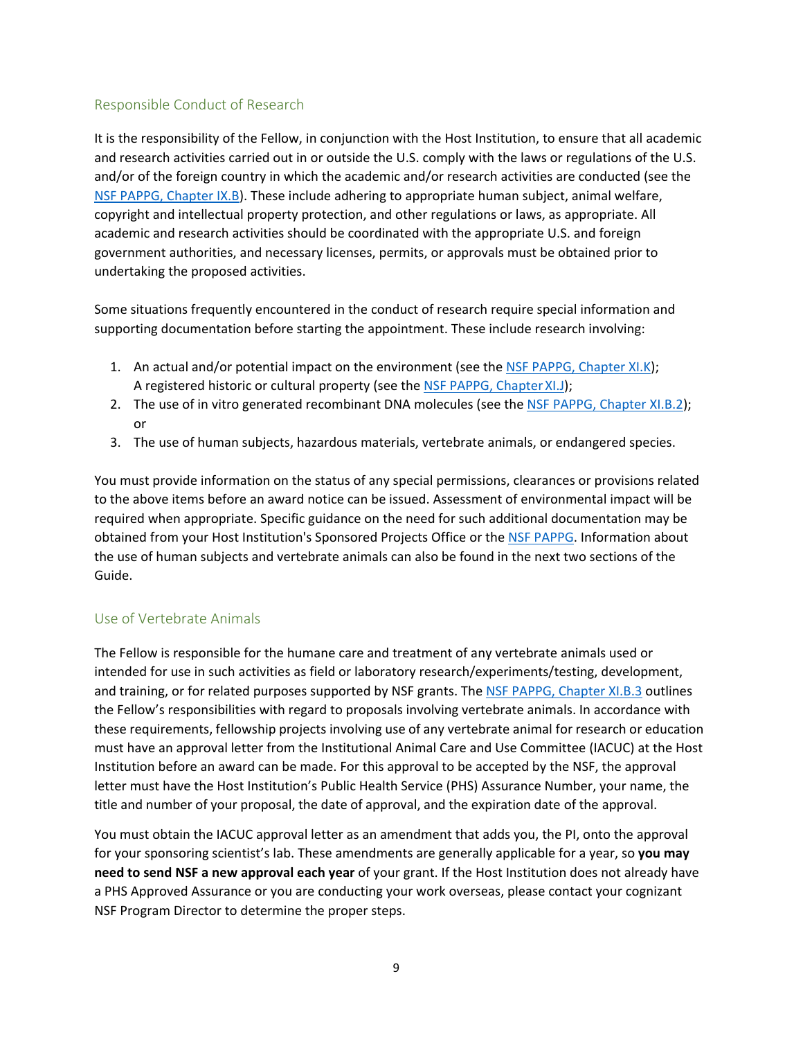## Responsible Conduct of Research

It is the responsibility of the Fellow, in conjunction with the Host Institution, to ensure that all academic and research activities carried out in or outside the U.S. comply with the laws or regulations of the U.S. and/or of the foreign country in which the academic and/or research activities are conducted (see the NSF PAPPG, Chapter IX.B). These include adhering to appropriate human subject, animal welfare, copyright and intellectual property protection, and other regulations or laws, as appropriate. All academic and research activities should be coordinated with the appropriate U.S. and foreign government authorities, and necessary licenses, permits, or approvals must be obtained prior to undertaking the proposed activities.

Some situations frequently encountered in the conduct of research require special information and supporting documentation before starting the appointment. These include research involving:

1. An actual and/or potential impact on the environment (see the NSF PAPPG, Chapter XI.K); A registered historic or cultural property (see the NSF PAPPG, Chapter XI.J);
2. The use of in vitro generated recombinant DNA molecules (see the NSF PAPPG, Chapter XI.B.2); or
3. The use of human subjects, hazardous materials, vertebrate animals, or endangered species.

You must provide information on the status of any special permissions, clearances or provisions related to the above items before an award notice can be issued. Assessment of environmental impact will be required when appropriate. Specific guidance on the need for such additional documentation may be obtained from your Host Institution's Sponsored Projects Office or the NSF PAPPG. Information about the use of human subjects and vertebrate animals can also be found in the next two sections of the Guide.

## Use of Vertebrate Animals

The Fellow is responsible for the humane care and treatment of any vertebrate animals used or intended for use in such activities as field or laboratory research/experiments/testing, development, and training, or for related purposes supported by NSF grants. The NSF PAPPG, Chapter XI.B.3 outlines the Fellow's responsibilities with regard to proposals involving vertebrate animals. In accordance with these requirements, fellowship projects involving use of any vertebrate animal for research or education must have an approval letter from the Institutional Animal Care and Use Committee (IACUC) at the Host Institution before an award can be made. For this approval to be accepted by the NSF, the approval letter must have the Host Institution's Public Health Service (PHS) Assurance Number, your name, the title and number of your proposal, the date of approval, and the expiration date of the approval.

You must obtain the IACUC approval letter as an amendment that adds you, the PI, onto the approval for your sponsoring scientist's lab. These amendments are generally applicable for a year, so **you may need to send NSF a new approval each year** of your grant. If the Host Institution does not already have a PHS Approved Assurance or you are conducting your work overseas, please contact your cognizant NSF Program Director to determine the proper steps.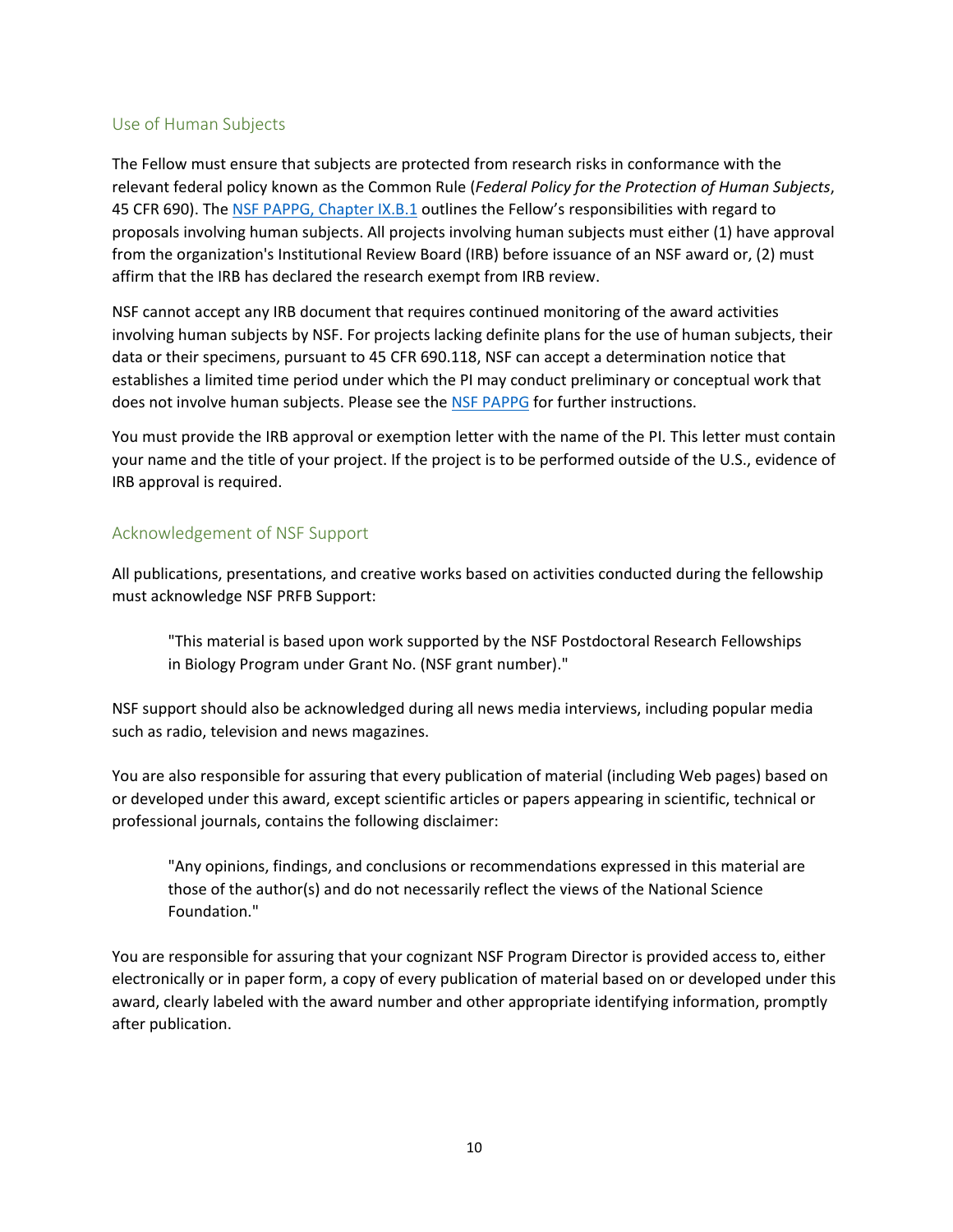## Use of Human Subjects

The Fellow must ensure that subjects are protected from research risks in conformance with the relevant federal policy known as the Common Rule (*Federal Policy for the Protection of Human Subjects*, 45 CFR 690). The [NSF PAPPG, Chapter IX.B.1](#) outlines the Fellow's responsibilities with regard to proposals involving human subjects. All projects involving human subjects must either (1) have approval from the organization's Institutional Review Board (IRB) before issuance of an NSF award or, (2) must affirm that the IRB has declared the research exempt from IRB review.

NSF cannot accept any IRB document that requires continued monitoring of the award activities involving human subjects by NSF. For projects lacking definite plans for the use of human subjects, their data or their specimens, pursuant to 45 CFR 690.118, NSF can accept a determination notice that establishes a limited time period under which the PI may conduct preliminary or conceptual work that does not involve human subjects. Please see the [NSF PAPPG](#) for further instructions.

You must provide the IRB approval or exemption letter with the name of the PI. This letter must contain your name and the title of your project. If the project is to be performed outside of the U.S., evidence of IRB approval is required.

## Acknowledgement of NSF Support

All publications, presentations, and creative works based on activities conducted during the fellowship must acknowledge NSF PRFB Support:

> "This material is based upon work supported by the NSF Postdoctoral Research Fellowships in Biology Program under Grant No. (NSF grant number)."

NSF support should also be acknowledged during all news media interviews, including popular media such as radio, television and news magazines.

You are also responsible for assuring that every publication of material (including Web pages) based on or developed under this award, except scientific articles or papers appearing in scientific, technical or professional journals, contains the following disclaimer:

> "Any opinions, findings, and conclusions or recommendations expressed in this material are those of the author(s) and do not necessarily reflect the views of the National Science Foundation."

You are responsible for assuring that your cognizant NSF Program Director is provided access to, either electronically or in paper form, a copy of every publication of material based on or developed under this award, clearly labeled with the award number and other appropriate identifying information, promptly after publication.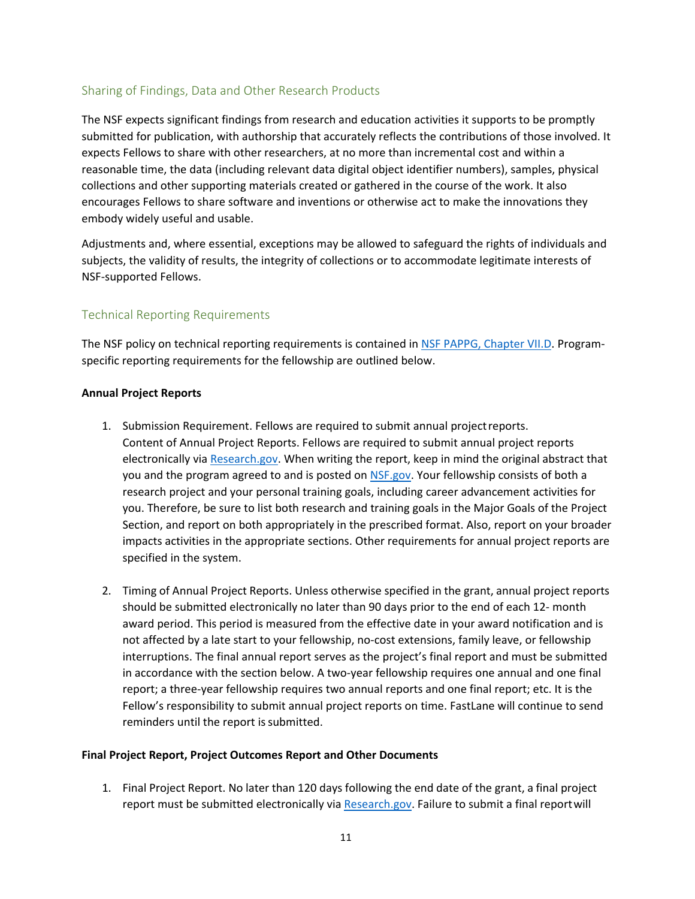## Sharing of Findings, Data and Other Research Products

The NSF expects significant findings from research and education activities it supports to be promptly submitted for publication, with authorship that accurately reflects the contributions of those involved. It expects Fellows to share with other researchers, at no more than incremental cost and within a reasonable time, the data (including relevant data digital object identifier numbers), samples, physical collections and other supporting materials created or gathered in the course of the work. It also encourages Fellows to share software and inventions or otherwise act to make the innovations they embody widely useful and usable.

Adjustments and, where essential, exceptions may be allowed to safeguard the rights of individuals and subjects, the validity of results, the integrity of collections or to accommodate legitimate interests of NSF-supported Fellows.

## Technical Reporting Requirements

The NSF policy on technical reporting requirements is contained in NSF PAPPG, Chapter VII.D. Program-specific reporting requirements for the fellowship are outlined below.

**Annual Project Reports**

1. Submission Requirement. Fellows are required to submit annual project reports.
   Content of Annual Project Reports. Fellows are required to submit annual project reports electronically via Research.gov. When writing the report, keep in mind the original abstract that you and the program agreed to and is posted on NSF.gov. Your fellowship consists of both a research project and your personal training goals, including career advancement activities for you. Therefore, be sure to list both research and training goals in the Major Goals of the Project Section, and report on both appropriately in the prescribed format. Also, report on your broader impacts activities in the appropriate sections. Other requirements for annual project reports are specified in the system.

2. Timing of Annual Project Reports. Unless otherwise specified in the grant, annual project reports should be submitted electronically no later than 90 days prior to the end of each 12- month award period. This period is measured from the effective date in your award notification and is not affected by a late start to your fellowship, no-cost extensions, family leave, or fellowship interruptions. The final annual report serves as the project's final report and must be submitted in accordance with the section below. A two-year fellowship requires one annual and one final report; a three-year fellowship requires two annual reports and one final report; etc. It is the Fellow's responsibility to submit annual project reports on time. FastLane will continue to send reminders until the report is submitted.

**Final Project Report, Project Outcomes Report and Other Documents**

1. Final Project Report. No later than 120 days following the end date of the grant, a final project report must be submitted electronically via Research.gov. Failure to submit a final report will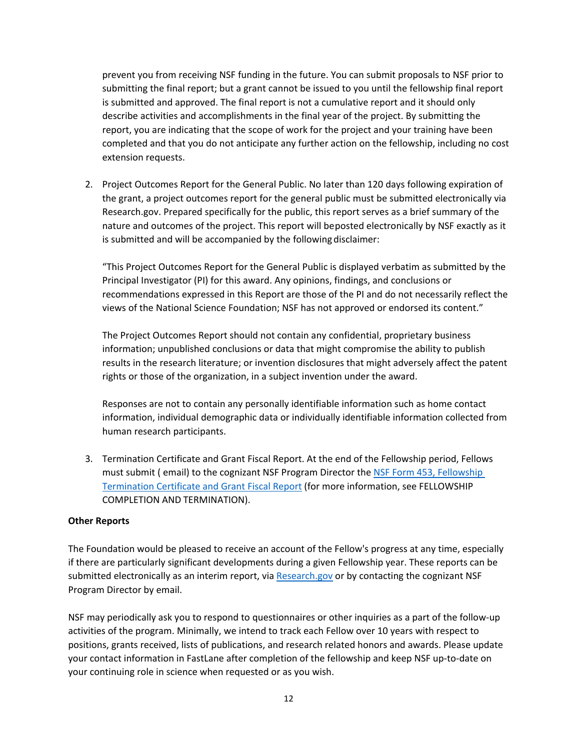prevent you from receiving NSF funding in the future. You can submit proposals to NSF prior to submitting the final report; but a grant cannot be issued to you until the fellowship final report is submitted and approved. The final report is not a cumulative report and it should only describe activities and accomplishments in the final year of the project. By submitting the report, you are indicating that the scope of work for the project and your training have been completed and that you do not anticipate any further action on the fellowship, including no cost extension requests.

2. Project Outcomes Report for the General Public. No later than 120 days following expiration of the grant, a project outcomes report for the general public must be submitted electronically via Research.gov. Prepared specifically for the public, this report serves as a brief summary of the nature and outcomes of the project. This report will beposted electronically by NSF exactly as it is submitted and will be accompanied by the following disclaimer:

   "This Project Outcomes Report for the General Public is displayed verbatim as submitted by the Principal Investigator (PI) for this award. Any opinions, findings, and conclusions or recommendations expressed in this Report are those of the PI and do not necessarily reflect the views of the National Science Foundation; NSF has not approved or endorsed its content."

   The Project Outcomes Report should not contain any confidential, proprietary business information; unpublished conclusions or data that might compromise the ability to publish results in the research literature; or invention disclosures that might adversely affect the patent rights or those of the organization, in a subject invention under the award.

   Responses are not to contain any personally identifiable information such as home contact information, individual demographic data or individually identifiable information collected from human research participants.

3. Termination Certificate and Grant Fiscal Report. At the end of the Fellowship period, Fellows must submit ( email) to the cognizant NSF Program Director the [NSF Form 453, Fellowship Termination Certificate and Grant Fiscal Report]() (for more information, see FELLOWSHIP COMPLETION AND TERMINATION).

**Other Reports**

The Foundation would be pleased to receive an account of the Fellow's progress at any time, especially if there are particularly significant developments during a given Fellowship year. These reports can be submitted electronically as an interim report, via [Research.gov]() or by contacting the cognizant NSF Program Director by email.

NSF may periodically ask you to respond to questionnaires or other inquiries as a part of the follow-up activities of the program. Minimally, we intend to track each Fellow over 10 years with respect to positions, grants received, lists of publications, and research related honors and awards. Please update your contact information in FastLane after completion of the fellowship and keep NSF up-to-date on your continuing role in science when requested or as you wish.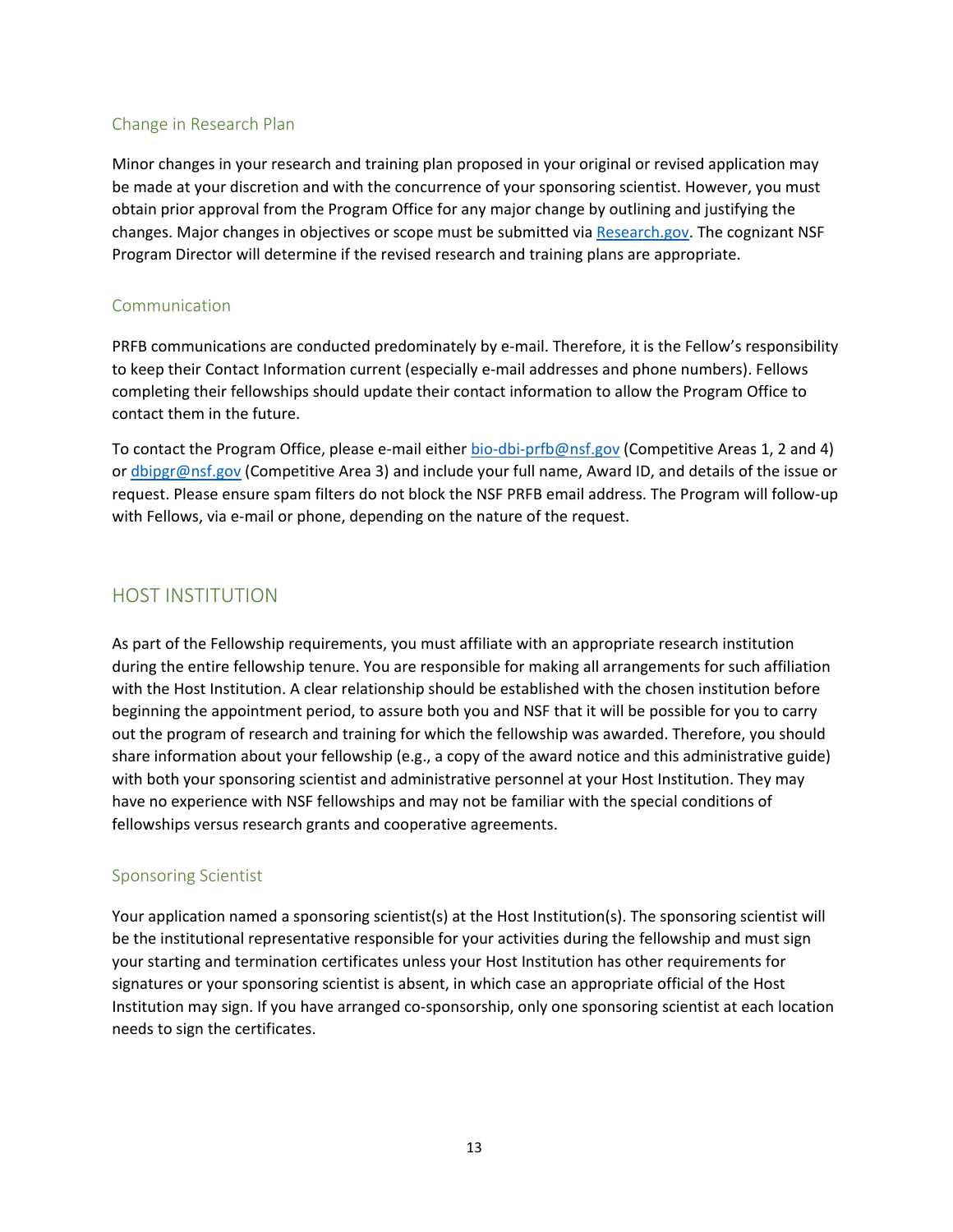### Change in Research Plan

Minor changes in your research and training plan proposed in your original or revised application may be made at your discretion and with the concurrence of your sponsoring scientist. However, you must obtain prior approval from the Program Office for any major change by outlining and justifying the changes. Major changes in objectives or scope must be submitted via [Research.gov](Research.gov). The cognizant NSF Program Director will determine if the revised research and training plans are appropriate.

### Communication

PRFB communications are conducted predominately by e-mail. Therefore, it is the Fellow's responsibility to keep their Contact Information current (especially e-mail addresses and phone numbers). Fellows completing their fellowships should update their contact information to allow the Program Office to contact them in the future.

To contact the Program Office, please e-mail either bio-dbi-prfb@nsf.gov (Competitive Areas 1, 2 and 4) or dbipgr@nsf.gov (Competitive Area 3) and include your full name, Award ID, and details of the issue or request. Please ensure spam filters do not block the NSF PRFB email address. The Program will follow-up with Fellows, via e-mail or phone, depending on the nature of the request.

## HOST INSTITUTION

As part of the Fellowship requirements, you must affiliate with an appropriate research institution during the entire fellowship tenure. You are responsible for making all arrangements for such affiliation with the Host Institution. A clear relationship should be established with the chosen institution before beginning the appointment period, to assure both you and NSF that it will be possible for you to carry out the program of research and training for which the fellowship was awarded. Therefore, you should share information about your fellowship (e.g., a copy of the award notice and this administrative guide) with both your sponsoring scientist and administrative personnel at your Host Institution. They may have no experience with NSF fellowships and may not be familiar with the special conditions of fellowships versus research grants and cooperative agreements.

### Sponsoring Scientist

Your application named a sponsoring scientist(s) at the Host Institution(s). The sponsoring scientist will be the institutional representative responsible for your activities during the fellowship and must sign your starting and termination certificates unless your Host Institution has other requirements for signatures or your sponsoring scientist is absent, in which case an appropriate official of the Host Institution may sign. If you have arranged co-sponsorship, only one sponsoring scientist at each location needs to sign the certificates.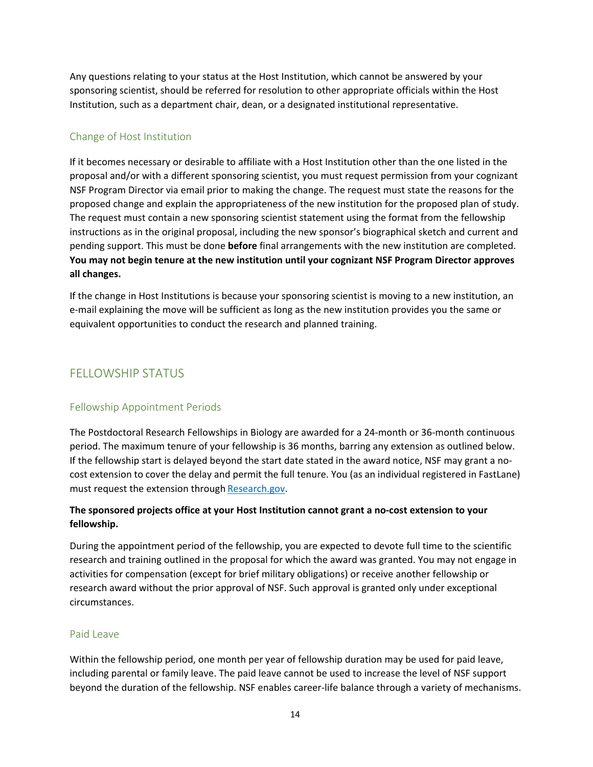Any questions relating to your status at the Host Institution, which cannot be answered by your sponsoring scientist, should be referred for resolution to other appropriate officials within the Host Institution, such as a department chair, dean, or a designated institutional representative.

### Change of Host Institution

If it becomes necessary or desirable to affiliate with a Host Institution other than the one listed in the proposal and/or with a different sponsoring scientist, you must request permission from your cognizant NSF Program Director via email prior to making the change. The request must state the reasons for the proposed change and explain the appropriateness of the new institution for the proposed plan of study. The request must contain a new sponsoring scientist statement using the format from the fellowship instructions as in the original proposal, including the new sponsor's biographical sketch and current and pending support. This must be done **before** final arrangements with the new institution are completed. **You may not begin tenure at the new institution until your cognizant NSF Program Director approves all changes.**

If the change in Host Institutions is because your sponsoring scientist is moving to a new institution, an e-mail explaining the move will be sufficient as long as the new institution provides you the same or equivalent opportunities to conduct the research and planned training.

## FELLOWSHIP STATUS

### Fellowship Appointment Periods

The Postdoctoral Research Fellowships in Biology are awarded for a 24-month or 36-month continuous period. The maximum tenure of your fellowship is 36 months, barring any extension as outlined below. If the fellowship start is delayed beyond the start date stated in the award notice, NSF may grant a no-cost extension to cover the delay and permit the full tenure. You (as an individual registered in FastLane) must request the extension through Research.gov.

**The sponsored projects office at your Host Institution cannot grant a no-cost extension to your fellowship.**

During the appointment period of the fellowship, you are expected to devote full time to the scientific research and training outlined in the proposal for which the award was granted. You may not engage in activities for compensation (except for brief military obligations) or receive another fellowship or research award without the prior approval of NSF. Such approval is granted only under exceptional circumstances.

### Paid Leave

Within the fellowship period, one month per year of fellowship duration may be used for paid leave, including parental or family leave. The paid leave cannot be used to increase the level of NSF support beyond the duration of the fellowship. NSF enables career-life balance through a variety of mechanisms.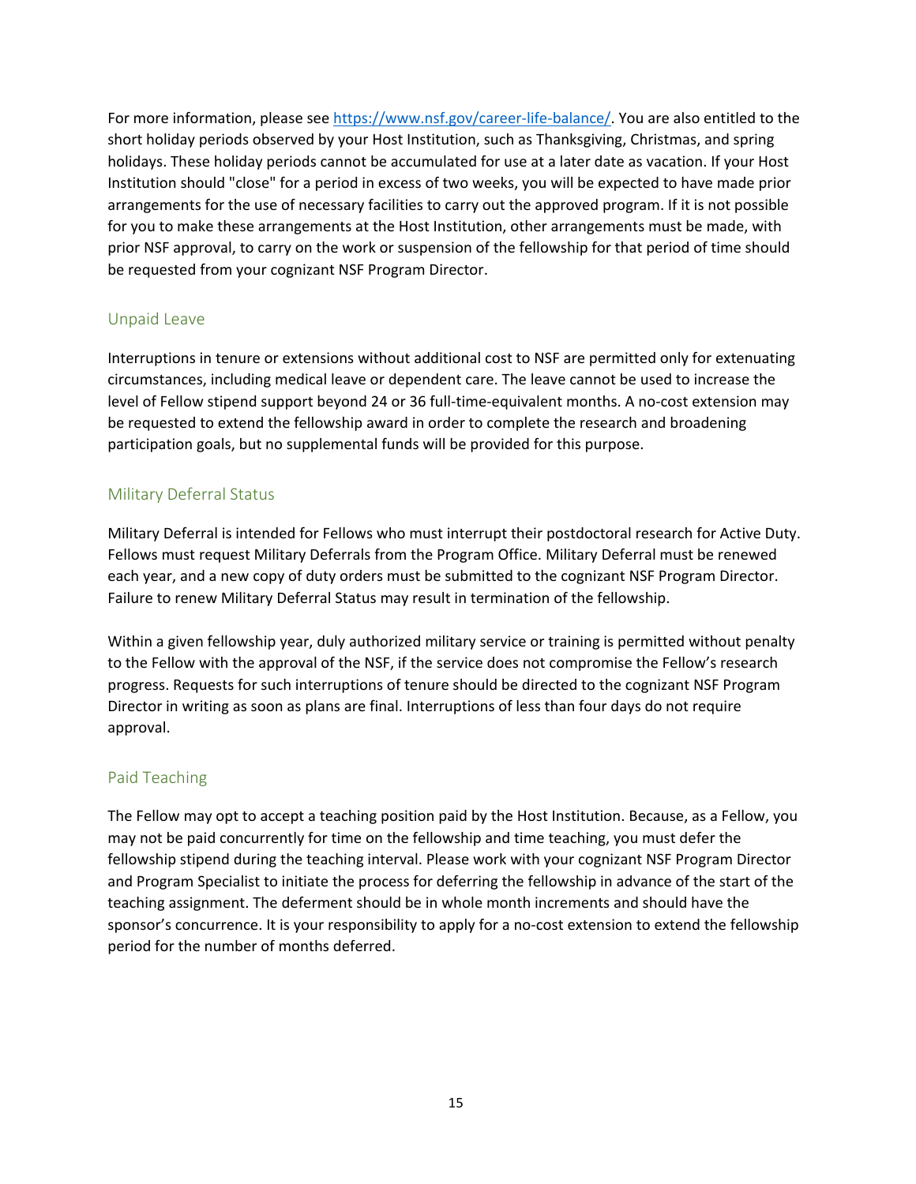For more information, please see [https://www.nsf.gov/career-life-balance/](https://www.nsf.gov/career-life-balance/). You are also entitled to the short holiday periods observed by your Host Institution, such as Thanksgiving, Christmas, and spring holidays. These holiday periods cannot be accumulated for use at a later date as vacation. If your Host Institution should "close" for a period in excess of two weeks, you will be expected to have made prior arrangements for the use of necessary facilities to carry out the approved program. If it is not possible for you to make these arrangements at the Host Institution, other arrangements must be made, with prior NSF approval, to carry on the work or suspension of the fellowship for that period of time should be requested from your cognizant NSF Program Director.

### Unpaid Leave

Interruptions in tenure or extensions without additional cost to NSF are permitted only for extenuating circumstances, including medical leave or dependent care. The leave cannot be used to increase the level of Fellow stipend support beyond 24 or 36 full-time-equivalent months. A no-cost extension may be requested to extend the fellowship award in order to complete the research and broadening participation goals, but no supplemental funds will be provided for this purpose.

### Military Deferral Status

Military Deferral is intended for Fellows who must interrupt their postdoctoral research for Active Duty. Fellows must request Military Deferrals from the Program Office. Military Deferral must be renewed each year, and a new copy of duty orders must be submitted to the cognizant NSF Program Director. Failure to renew Military Deferral Status may result in termination of the fellowship.

Within a given fellowship year, duly authorized military service or training is permitted without penalty to the Fellow with the approval of the NSF, if the service does not compromise the Fellow's research progress. Requests for such interruptions of tenure should be directed to the cognizant NSF Program Director in writing as soon as plans are final. Interruptions of less than four days do not require approval.

### Paid Teaching

The Fellow may opt to accept a teaching position paid by the Host Institution. Because, as a Fellow, you may not be paid concurrently for time on the fellowship and time teaching, you must defer the fellowship stipend during the teaching interval. Please work with your cognizant NSF Program Director and Program Specialist to initiate the process for deferring the fellowship in advance of the start of the teaching assignment. The deferment should be in whole month increments and should have the sponsor's concurrence. It is your responsibility to apply for a no-cost extension to extend the fellowship period for the number of months deferred.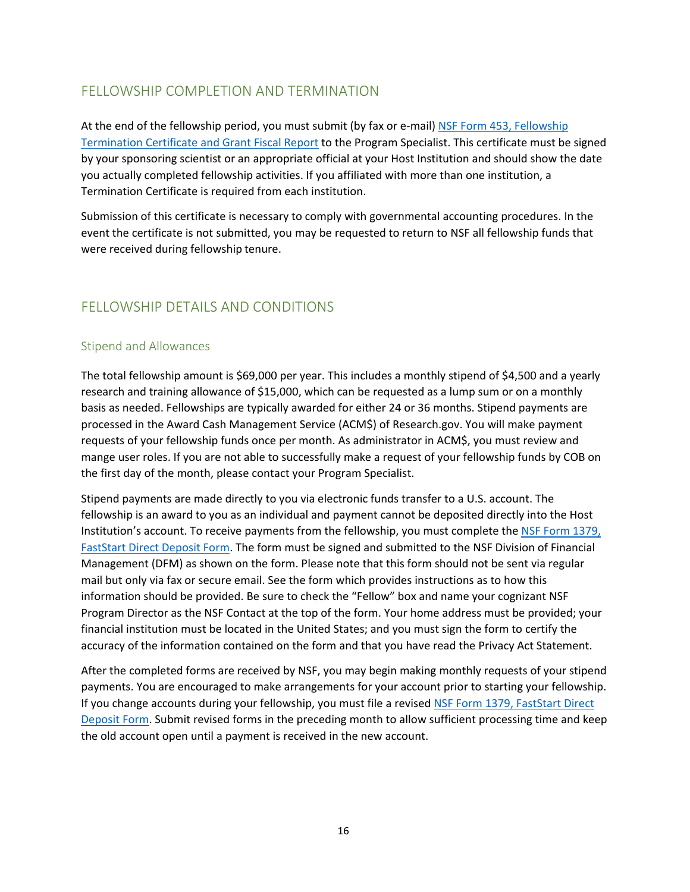## FELLOWSHIP COMPLETION AND TERMINATION

At the end of the fellowship period, you must submit (by fax or e-mail) NSF Form 453, Fellowship Termination Certificate and Grant Fiscal Report to the Program Specialist. This certificate must be signed by your sponsoring scientist or an appropriate official at your Host Institution and should show the date you actually completed fellowship activities. If you affiliated with more than one institution, a Termination Certificate is required from each institution.

Submission of this certificate is necessary to comply with governmental accounting procedures. In the event the certificate is not submitted, you may be requested to return to NSF all fellowship funds that were received during fellowship tenure.

## FELLOWSHIP DETAILS AND CONDITIONS

### Stipend and Allowances

The total fellowship amount is $69,000 per year. This includes a monthly stipend of $4,500 and a yearly research and training allowance of $15,000, which can be requested as a lump sum or on a monthly basis as needed. Fellowships are typically awarded for either 24 or 36 months. Stipend payments are processed in the Award Cash Management Service (ACM$) of Research.gov. You will make payment requests of your fellowship funds once per month. As administrator in ACM$, you must review and mange user roles. If you are not able to successfully make a request of your fellowship funds by COB on the first day of the month, please contact your Program Specialist.

Stipend payments are made directly to you via electronic funds transfer to a U.S. account. The fellowship is an award to you as an individual and payment cannot be deposited directly into the Host Institution's account. To receive payments from the fellowship, you must complete the NSF Form 1379, FastStart Direct Deposit Form. The form must be signed and submitted to the NSF Division of Financial Management (DFM) as shown on the form. Please note that this form should not be sent via regular mail but only via fax or secure email. See the form which provides instructions as to how this information should be provided. Be sure to check the "Fellow" box and name your cognizant NSF Program Director as the NSF Contact at the top of the form. Your home address must be provided; your financial institution must be located in the United States; and you must sign the form to certify the accuracy of the information contained on the form and that you have read the Privacy Act Statement.

After the completed forms are received by NSF, you may begin making monthly requests of your stipend payments. You are encouraged to make arrangements for your account prior to starting your fellowship. If you change accounts during your fellowship, you must file a revised NSF Form 1379, FastStart Direct Deposit Form. Submit revised forms in the preceding month to allow sufficient processing time and keep the old account open until a payment is received in the new account.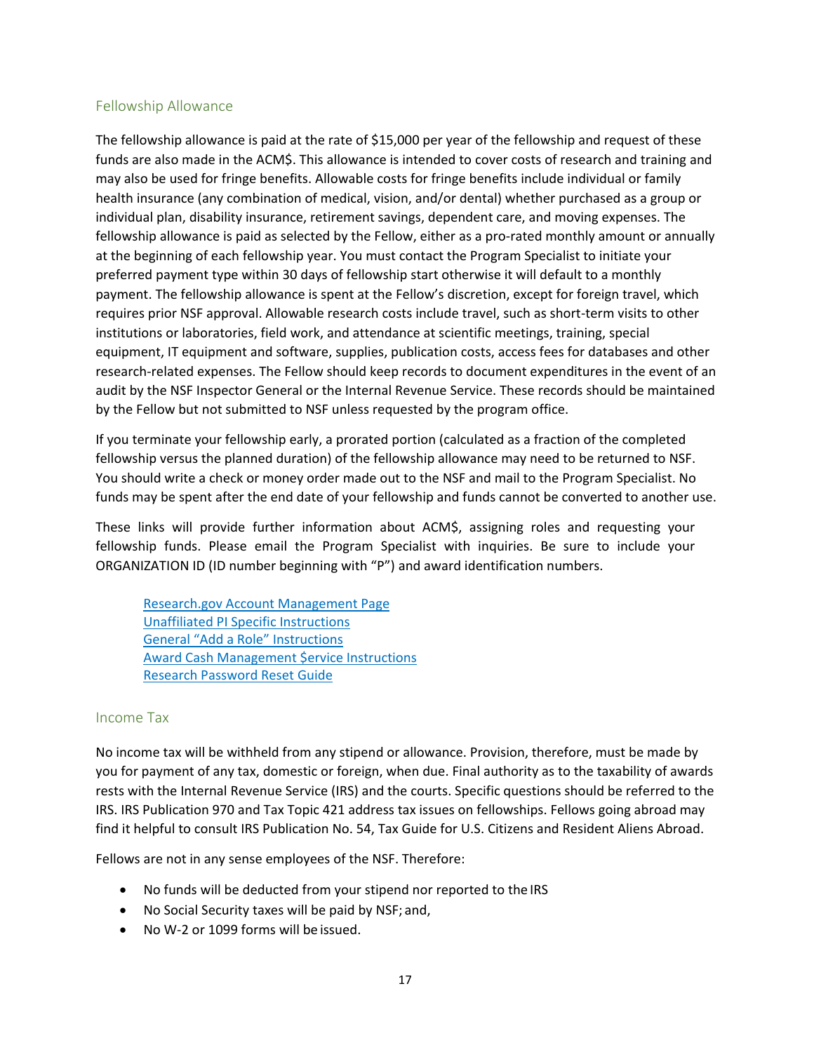## Fellowship Allowance

The fellowship allowance is paid at the rate of $15,000 per year of the fellowship and request of these funds are also made in the ACM$. This allowance is intended to cover costs of research and training and may also be used for fringe benefits. Allowable costs for fringe benefits include individual or family health insurance (any combination of medical, vision, and/or dental) whether purchased as a group or individual plan, disability insurance, retirement savings, dependent care, and moving expenses. The fellowship allowance is paid as selected by the Fellow, either as a pro-rated monthly amount or annually at the beginning of each fellowship year. You must contact the Program Specialist to initiate your preferred payment type within 30 days of fellowship start otherwise it will default to a monthly payment. The fellowship allowance is spent at the Fellow's discretion, except for foreign travel, which requires prior NSF approval. Allowable research costs include travel, such as short-term visits to other institutions or laboratories, field work, and attendance at scientific meetings, training, special equipment, IT equipment and software, supplies, publication costs, access fees for databases and other research-related expenses. The Fellow should keep records to document expenditures in the event of an audit by the NSF Inspector General or the Internal Revenue Service. These records should be maintained by the Fellow but not submitted to NSF unless requested by the program office.

If you terminate your fellowship early, a prorated portion (calculated as a fraction of the completed fellowship versus the planned duration) of the fellowship allowance may need to be returned to NSF. You should write a check or money order made out to the NSF and mail to the Program Specialist. No funds may be spent after the end date of your fellowship and funds cannot be converted to another use.

These links will provide further information about ACM$, assigning roles and requesting your fellowship funds. Please email the Program Specialist with inquiries. Be sure to include your ORGANIZATION ID (ID number beginning with "P") and award identification numbers.

- Research.gov Account Management Page
- Unaffiliated PI Specific Instructions
- General "Add a Role" Instructions
- Award Cash Management $ervice Instructions
- Research Password Reset Guide

## Income Tax

No income tax will be withheld from any stipend or allowance. Provision, therefore, must be made by you for payment of any tax, domestic or foreign, when due. Final authority as to the taxability of awards rests with the Internal Revenue Service (IRS) and the courts. Specific questions should be referred to the IRS. IRS Publication 970 and Tax Topic 421 address tax issues on fellowships. Fellows going abroad may find it helpful to consult IRS Publication No. 54, Tax Guide for U.S. Citizens and Resident Aliens Abroad.

Fellows are not in any sense employees of the NSF. Therefore:

- No funds will be deducted from your stipend nor reported to the IRS
- No Social Security taxes will be paid by NSF; and,
- No W-2 or 1099 forms will be issued.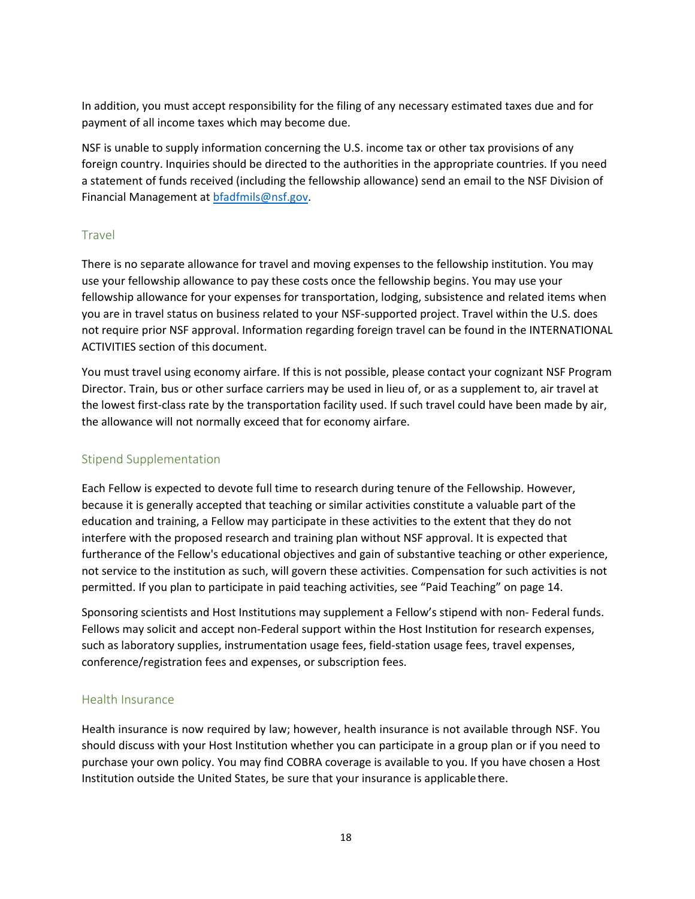In addition, you must accept responsibility for the filing of any necessary estimated taxes due and for payment of all income taxes which may become due.

NSF is unable to supply information concerning the U.S. income tax or other tax provisions of any foreign country. Inquiries should be directed to the authorities in the appropriate countries. If you need a statement of funds received (including the fellowship allowance) send an email to the NSF Division of Financial Management at [bfadfmils@nsf.gov](mailto:bfadfmils@nsf.gov).

## Travel

There is no separate allowance for travel and moving expenses to the fellowship institution. You may use your fellowship allowance to pay these costs once the fellowship begins. You may use your fellowship allowance for your expenses for transportation, lodging, subsistence and related items when you are in travel status on business related to your NSF-supported project. Travel within the U.S. does not require prior NSF approval. Information regarding foreign travel can be found in the INTERNATIONAL ACTIVITIES section of this document.

You must travel using economy airfare. If this is not possible, please contact your cognizant NSF Program Director. Train, bus or other surface carriers may be used in lieu of, or as a supplement to, air travel at the lowest first-class rate by the transportation facility used. If such travel could have been made by air, the allowance will not normally exceed that for economy airfare.

## Stipend Supplementation

Each Fellow is expected to devote full time to research during tenure of the Fellowship. However, because it is generally accepted that teaching or similar activities constitute a valuable part of the education and training, a Fellow may participate in these activities to the extent that they do not interfere with the proposed research and training plan without NSF approval. It is expected that furtherance of the Fellow's educational objectives and gain of substantive teaching or other experience, not service to the institution as such, will govern these activities. Compensation for such activities is not permitted. If you plan to participate in paid teaching activities, see "Paid Teaching" on page 14.

Sponsoring scientists and Host Institutions may supplement a Fellow's stipend with non- Federal funds. Fellows may solicit and accept non-Federal support within the Host Institution for research expenses, such as laboratory supplies, instrumentation usage fees, field-station usage fees, travel expenses, conference/registration fees and expenses, or subscription fees.

## Health Insurance

Health insurance is now required by law; however, health insurance is not available through NSF. You should discuss with your Host Institution whether you can participate in a group plan or if you need to purchase your own policy. You may find COBRA coverage is available to you. If you have chosen a Host Institution outside the United States, be sure that your insurance is applicable there.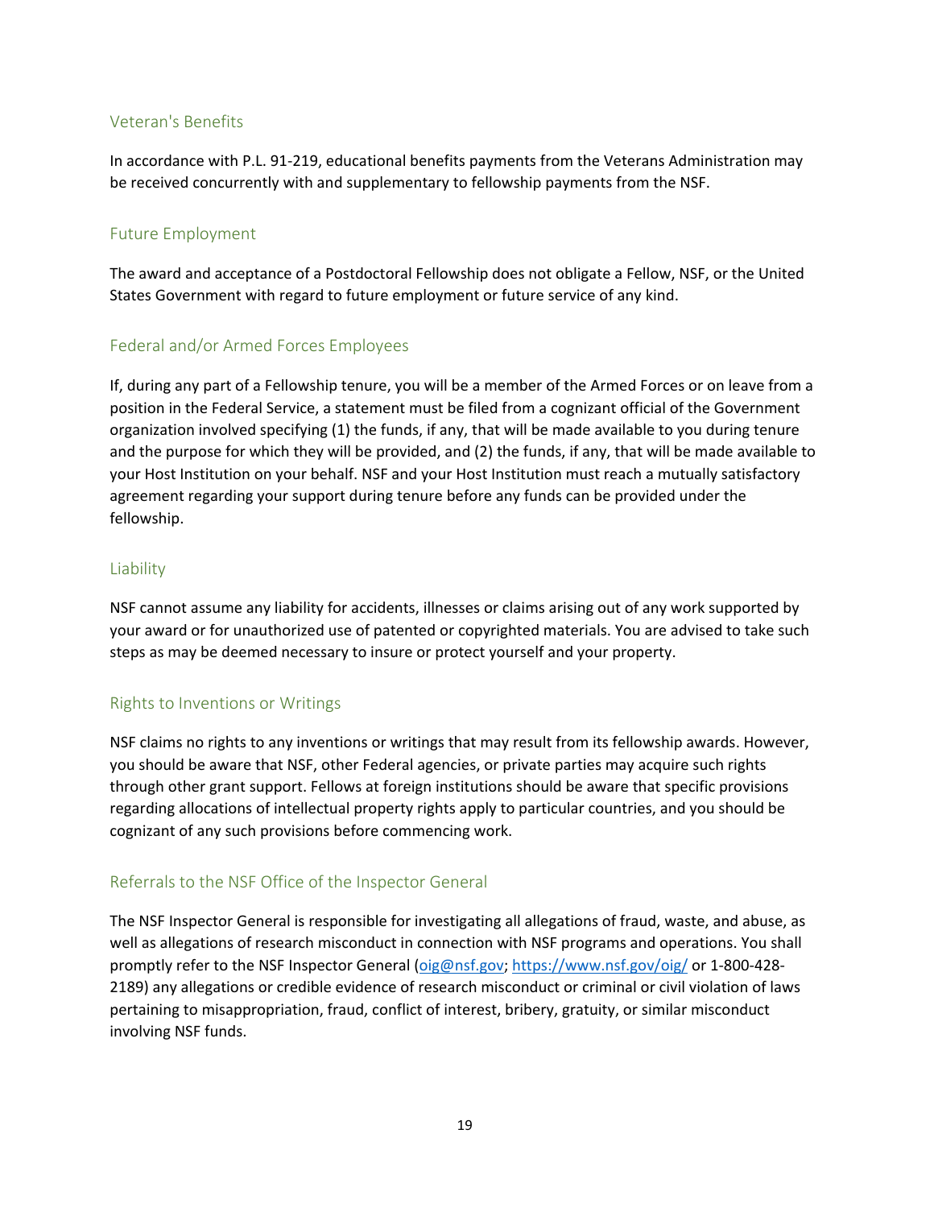## Veteran's Benefits

In accordance with P.L. 91-219, educational benefits payments from the Veterans Administration may be received concurrently with and supplementary to fellowship payments from the NSF.

## Future Employment

The award and acceptance of a Postdoctoral Fellowship does not obligate a Fellow, NSF, or the United States Government with regard to future employment or future service of any kind.

## Federal and/or Armed Forces Employees

If, during any part of a Fellowship tenure, you will be a member of the Armed Forces or on leave from a position in the Federal Service, a statement must be filed from a cognizant official of the Government organization involved specifying (1) the funds, if any, that will be made available to you during tenure and the purpose for which they will be provided, and (2) the funds, if any, that will be made available to your Host Institution on your behalf. NSF and your Host Institution must reach a mutually satisfactory agreement regarding your support during tenure before any funds can be provided under the fellowship.

## Liability

NSF cannot assume any liability for accidents, illnesses or claims arising out of any work supported by your award or for unauthorized use of patented or copyrighted materials. You are advised to take such steps as may be deemed necessary to insure or protect yourself and your property.

## Rights to Inventions or Writings

NSF claims no rights to any inventions or writings that may result from its fellowship awards. However, you should be aware that NSF, other Federal agencies, or private parties may acquire such rights through other grant support. Fellows at foreign institutions should be aware that specific provisions regarding allocations of intellectual property rights apply to particular countries, and you should be cognizant of any such provisions before commencing work.

## Referrals to the NSF Office of the Inspector General

The NSF Inspector General is responsible for investigating all allegations of fraud, waste, and abuse, as well as allegations of research misconduct in connection with NSF programs and operations. You shall promptly refer to the NSF Inspector General (oig@nsf.gov; https://www.nsf.gov/oig/ or 1-800-428-2189) any allegations or credible evidence of research misconduct or criminal or civil violation of laws pertaining to misappropriation, fraud, conflict of interest, bribery, gratuity, or similar misconduct involving NSF funds.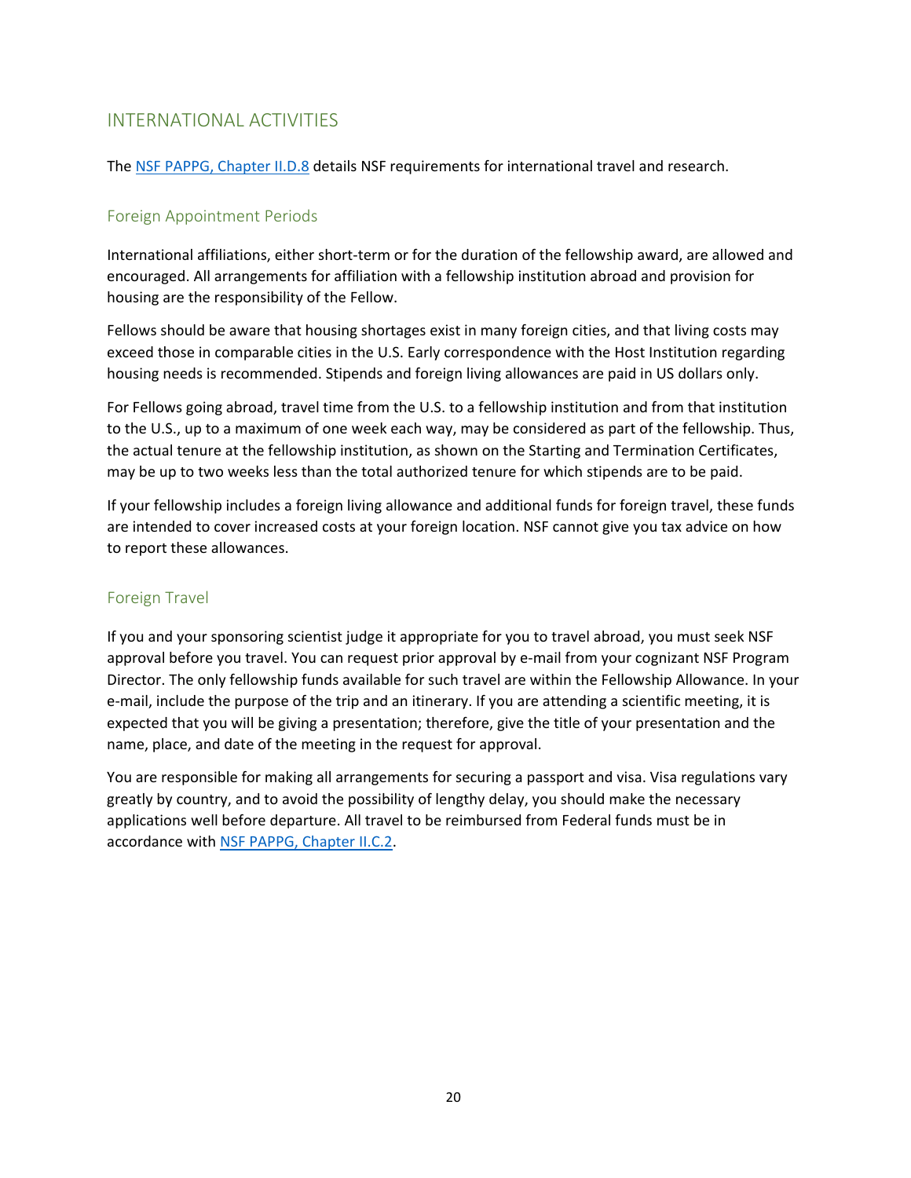## INTERNATIONAL ACTIVITIES

The NSF PAPPG, Chapter II.D.8 details NSF requirements for international travel and research.

### Foreign Appointment Periods

International affiliations, either short-term or for the duration of the fellowship award, are allowed and encouraged. All arrangements for affiliation with a fellowship institution abroad and provision for housing are the responsibility of the Fellow.

Fellows should be aware that housing shortages exist in many foreign cities, and that living costs may exceed those in comparable cities in the U.S. Early correspondence with the Host Institution regarding housing needs is recommended. Stipends and foreign living allowances are paid in US dollars only.

For Fellows going abroad, travel time from the U.S. to a fellowship institution and from that institution to the U.S., up to a maximum of one week each way, may be considered as part of the fellowship. Thus, the actual tenure at the fellowship institution, as shown on the Starting and Termination Certificates, may be up to two weeks less than the total authorized tenure for which stipends are to be paid.

If your fellowship includes a foreign living allowance and additional funds for foreign travel, these funds are intended to cover increased costs at your foreign location. NSF cannot give you tax advice on how to report these allowances.

### Foreign Travel

If you and your sponsoring scientist judge it appropriate for you to travel abroad, you must seek NSF approval before you travel. You can request prior approval by e-mail from your cognizant NSF Program Director. The only fellowship funds available for such travel are within the Fellowship Allowance. In your e-mail, include the purpose of the trip and an itinerary. If you are attending a scientific meeting, it is expected that you will be giving a presentation; therefore, give the title of your presentation and the name, place, and date of the meeting in the request for approval.

You are responsible for making all arrangements for securing a passport and visa. Visa regulations vary greatly by country, and to avoid the possibility of lengthy delay, you should make the necessary applications well before departure. All travel to be reimbursed from Federal funds must be in accordance with NSF PAPPG, Chapter II.C.2.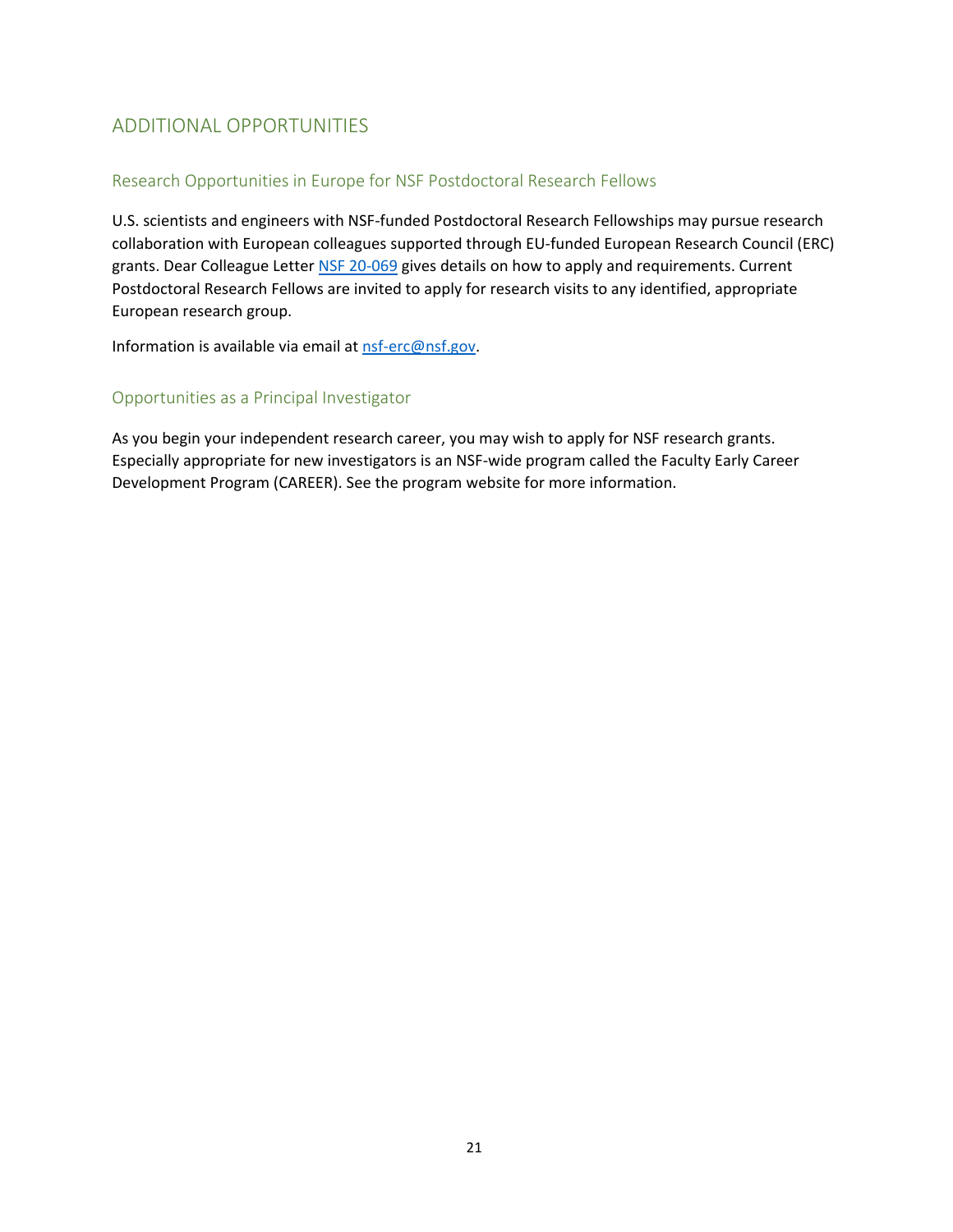# ADDITIONAL OPPORTUNITIES

## Research Opportunities in Europe for NSF Postdoctoral Research Fellows

U.S. scientists and engineers with NSF-funded Postdoctoral Research Fellowships may pursue research collaboration with European colleagues supported through EU-funded European Research Council (ERC) grants. Dear Colleague Letter [NSF 20-069](NSF 20-069) gives details on how to apply and requirements. Current Postdoctoral Research Fellows are invited to apply for research visits to any identified, appropriate European research group.

Information is available via email at [nsf-erc@nsf.gov](mailto:nsf-erc@nsf.gov).

## Opportunities as a Principal Investigator

As you begin your independent research career, you may wish to apply for NSF research grants. Especially appropriate for new investigators is an NSF-wide program called the Faculty Early Career Development Program (CAREER). See the program website for more information.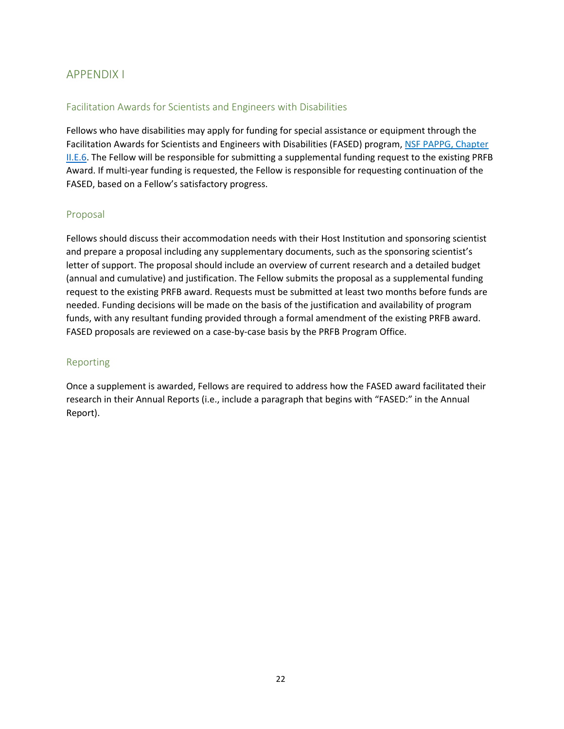# APPENDIX I

## Facilitation Awards for Scientists and Engineers with Disabilities

Fellows who have disabilities may apply for funding for special assistance or equipment through the Facilitation Awards for Scientists and Engineers with Disabilities (FASED) program, [NSF PAPPG, Chapter II.E.6](). The Fellow will be responsible for submitting a supplemental funding request to the existing PRFB Award. If multi-year funding is requested, the Fellow is responsible for requesting continuation of the FASED, based on a Fellow's satisfactory progress.

## Proposal

Fellows should discuss their accommodation needs with their Host Institution and sponsoring scientist and prepare a proposal including any supplementary documents, such as the sponsoring scientist's letter of support. The proposal should include an overview of current research and a detailed budget (annual and cumulative) and justification. The Fellow submits the proposal as a supplemental funding request to the existing PRFB award. Requests must be submitted at least two months before funds are needed. Funding decisions will be made on the basis of the justification and availability of program funds, with any resultant funding provided through a formal amendment of the existing PRFB award. FASED proposals are reviewed on a case-by-case basis by the PRFB Program Office.

## Reporting

Once a supplement is awarded, Fellows are required to address how the FASED award facilitated their research in their Annual Reports (i.e., include a paragraph that begins with "FASED:" in the Annual Report).